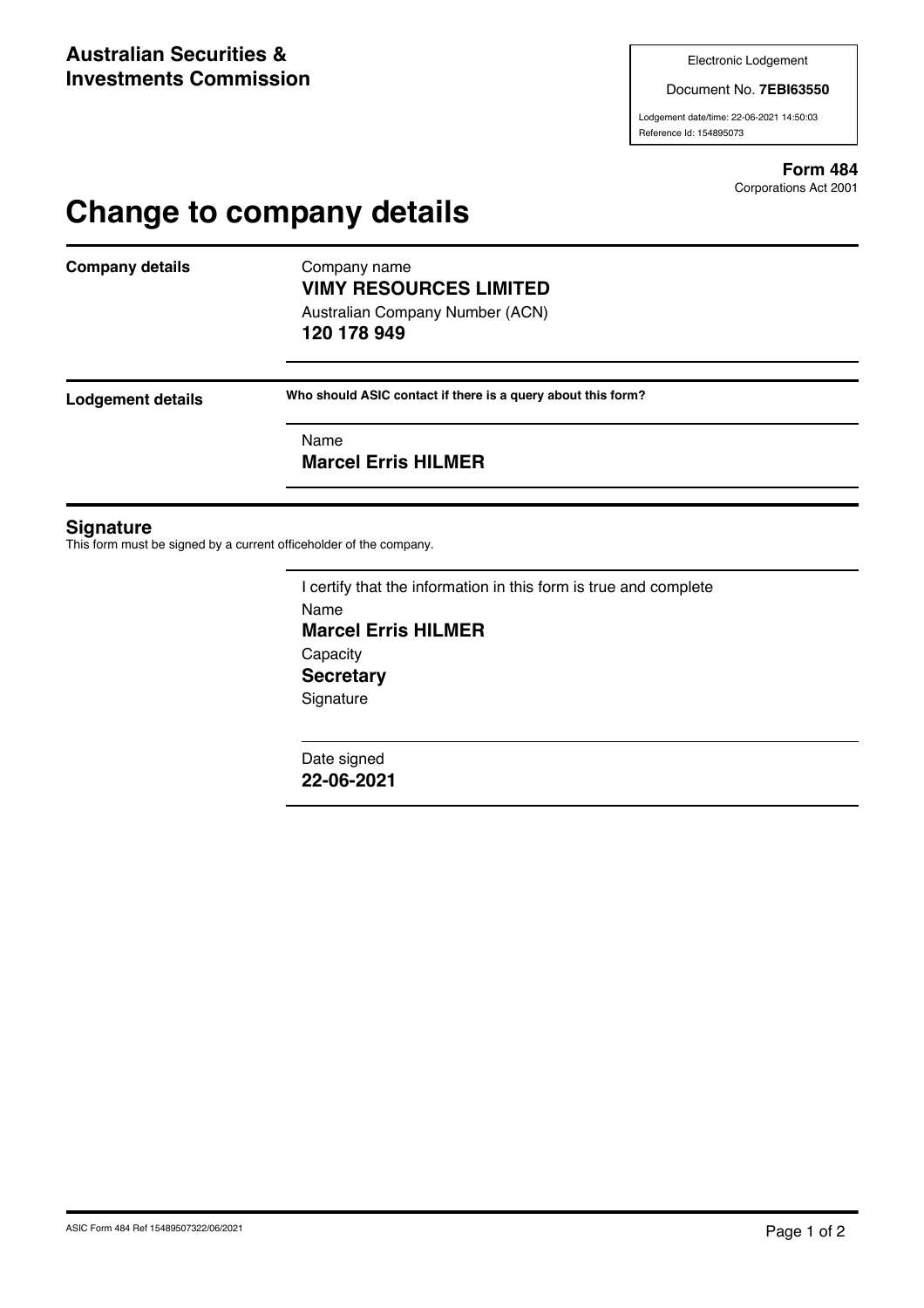**Australian Securities & Investments Commission**

Electronic Lodgement

Document No. **7EBI63550**

Lodgement date/time: 22-06-2021 14:50:03

Reference Id: 154895073

**Form 484**
Corporations Act 2001

# Change to company details

**Company details**

Company name
**VIMY RESOURCES LIMITED**

Australian Company Number (ACN)
**120 178 949**

**Lodgement details**

**Who should ASIC contact if there is a query about this form?**

Name
**Marcel Erris HILMER**

## Signature

This form must be signed by a current officeholder of the company.

I certify that the information in this form is true and complete

Name
**Marcel Erris HILMER**

Capacity
**Secretary**

Signature

Date signed
**22-06-2021**

ASIC Form 484 Ref 15489507322/06/2021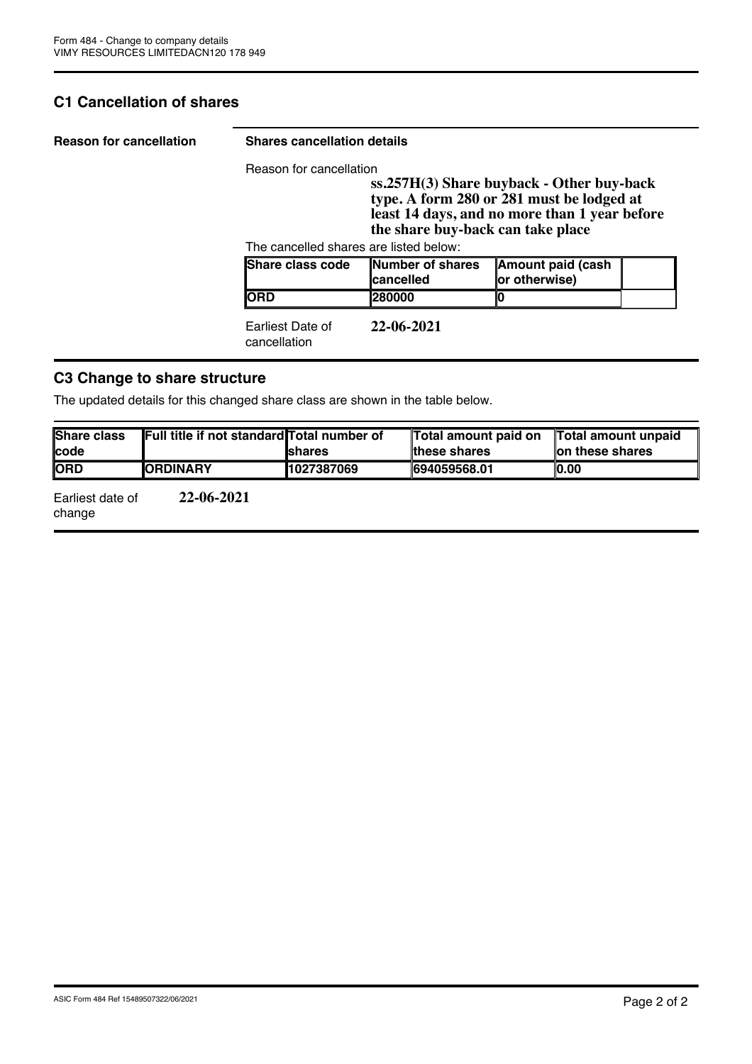## C1 Cancellation of shares

**Reason for cancellation**

**Shares cancellation details**

Reason for cancellation

**ss.257H(3) Share buyback - Other buy-back type. A form 280 or 281 must be lodged at least 14 days, and no more than 1 year before the share buy-back can take place**

The cancelled shares are listed below:

| Share class code | Number of shares cancelled | Amount paid (cash or otherwise) | |
|---|---|---|---|
| ORD | 280000 | 0 | |

Earliest Date of cancellation **22-06-2021**

## C3 Change to share structure

The updated details for this changed share class are shown in the table below.

| Share class code | Full title if not standard | Total number of shares | Total amount paid on these shares | Total amount unpaid on these shares |
|---|---|---|---|---|
| ORD | ORDINARY | 1027387069 | 694059568.01 | 0.00 |

Earliest date of change **22-06-2021**